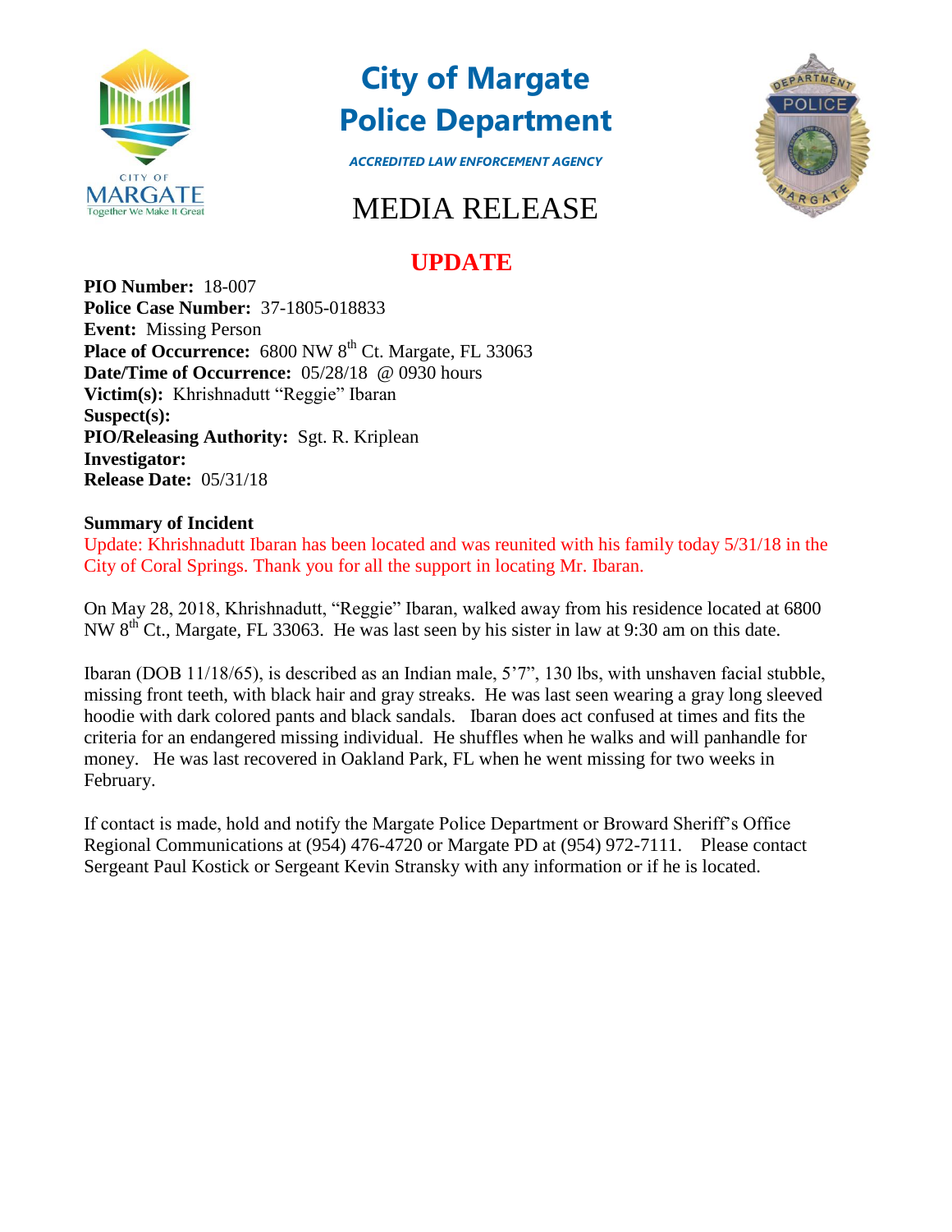# City of Margate Police Department

*ACCREDITED LAW ENFORCEMENT AGENCY*

CITY OF MARGATE
Together We Make It Great

## MEDIA RELEASE

## UPDATE

**PIO Number:** 18-007
**Police Case Number:** 37-1805-018833
**Event:** Missing Person
**Place of Occurrence:** 6800 NW 8th Ct. Margate, FL 33063
**Date/Time of Occurrence:** 05/28/18 @ 0930 hours
**Victim(s):** Khrishnadutt "Reggie" Ibaran
**Suspect(s):**
**PIO/Releasing Authority:** Sgt. R. Kriplean
**Investigator:**
**Release Date:** 05/31/18

**Summary of Incident**

Update: Khrishnadutt Ibaran has been located and was reunited with his family today 5/31/18 in the City of Coral Springs. Thank you for all the support in locating Mr. Ibaran.

On May 28, 2018, Khrishnadutt, "Reggie" Ibaran, walked away from his residence located at 6800 NW 8th Ct., Margate, FL 33063. He was last seen by his sister in law at 9:30 am on this date.

Ibaran (DOB 11/18/65), is described as an Indian male, 5'7", 130 lbs, with unshaven facial stubble, missing front teeth, with black hair and gray streaks. He was last seen wearing a gray long sleeved hoodie with dark colored pants and black sandals. Ibaran does act confused at times and fits the criteria for an endangered missing individual. He shuffles when he walks and will panhandle for money. He was last recovered in Oakland Park, FL when he went missing for two weeks in February.

If contact is made, hold and notify the Margate Police Department or Broward Sheriff's Office Regional Communications at (954) 476-4720 or Margate PD at (954) 972-7111. Please contact Sergeant Paul Kostick or Sergeant Kevin Stransky with any information or if he is located.